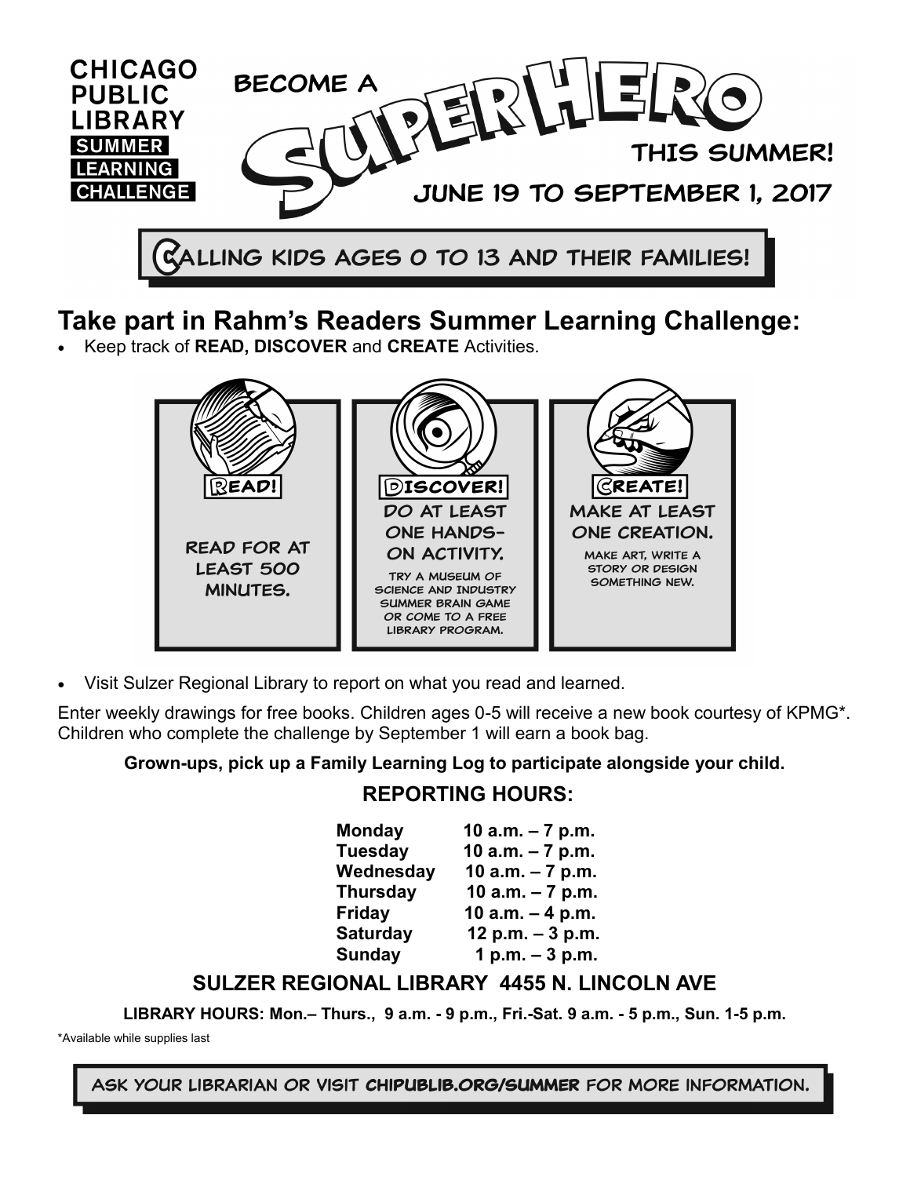# CHICAGO PUBLIC LIBRARY

**SUMMER LEARNING CHALLENGE**

## BECOME A SUPERHERO THIS SUMMER!

**JUNE 19 TO SEPTEMBER 1, 2017**

**CALLING KIDS AGES 0 TO 13 AND THEIR FAMILIES!**

## Take part in Rahm's Readers Summer Learning Challenge:

- Keep track of **READ, DISCOVER** and **CREATE** Activities.

**READ!**

READ FOR AT LEAST 500 MINUTES.

**DISCOVER!**

DO AT LEAST ONE HANDS-ON ACTIVITY.

TRY A MUSEUM OF SCIENCE AND INDUSTRY SUMMER BRAIN GAME OR COME TO A FREE LIBRARY PROGRAM.

**CREATE!**

MAKE AT LEAST ONE CREATION.

MAKE ART, WRITE A STORY OR DESIGN SOMETHING NEW.

- Visit Sulzer Regional Library to report on what you read and learned.

Enter weekly drawings for free books. Children ages 0-5 will receive a new book courtesy of KPMG*. Children who complete the challenge by September 1 will earn a book bag.

**Grown-ups, pick up a Family Learning Log to participate alongside your child.**

### REPORTING HOURS:

| | |
|---|---|
| **Monday** | **10 a.m. – 7 p.m.** |
| **Tuesday** | **10 a.m. – 7 p.m.** |
| **Wednesday** | **10 a.m. – 7 p.m.** |
| **Thursday** | **10 a.m. – 7 p.m.** |
| **Friday** | **10 a.m. – 4 p.m.** |
| **Saturday** | **12 p.m. – 3 p.m.** |
| **Sunday** | **1 p.m. – 3 p.m.** |

### SULZER REGIONAL LIBRARY 4455 N. LINCOLN AVE

**LIBRARY HOURS: Mon.– Thurs., 9 a.m. - 9 p.m., Fri.-Sat. 9 a.m. - 5 p.m., Sun. 1-5 p.m.**

*Available while supplies last

ASK YOUR LIBRARIAN OR VISIT **CHIPUBLIB.ORG/SUMMER** FOR MORE INFORMATION.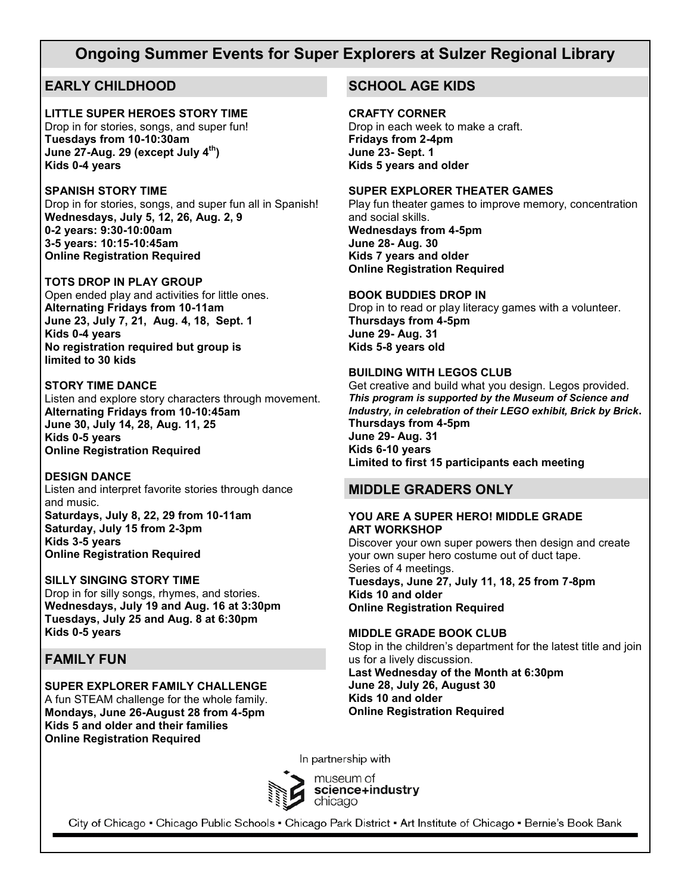# Ongoing Summer Events for Super Explorers at Sulzer Regional Library

## EARLY CHILDHOOD

**LITTLE SUPER HEROES STORY TIME**
Drop in for stories, songs, and super fun!
**Tuesdays from 10-10:30am**
**June 27-Aug. 29 (except July 4th)**
**Kids 0-4 years**

**SPANISH STORY TIME**
Drop in for stories, songs, and super fun all in Spanish!
**Wednesdays, July 5, 12, 26, Aug. 2, 9**
**0-2 years: 9:30-10:00am**
**3-5 years: 10:15-10:45am**
**Online Registration Required**

**TOTS DROP IN PLAY GROUP**
Open ended play and activities for little ones.
**Alternating Fridays from 10-11am**
**June 23, July 7, 21, Aug. 4, 18, Sept. 1**
**Kids 0-4 years**
**No registration required but group is limited to 30 kids**

**STORY TIME DANCE**
Listen and explore story characters through movement.
**Alternating Fridays from 10-10:45am**
**June 30, July 14, 28, Aug. 11, 25**
**Kids 0-5 years**
**Online Registration Required**

**DESIGN DANCE**
Listen and interpret favorite stories through dance and music.
**Saturdays, July 8, 22, 29 from 10-11am**
**Saturday, July 15 from 2-3pm**
**Kids 3-5 years**
**Online Registration Required**

**SILLY SINGING STORY TIME**
Drop in for silly songs, rhymes, and stories.
**Wednesdays, July 19 and Aug. 16 at 3:30pm**
**Tuesdays, July 25 and Aug. 8 at 6:30pm**
**Kids 0-5 years**

## FAMILY FUN

**SUPER EXPLORER FAMILY CHALLENGE**
A fun STEAM challenge for the whole family.
**Mondays, June 26-August 28 from 4-5pm**
**Kids 5 and older and their families**
**Online Registration Required**

## SCHOOL AGE KIDS

**CRAFTY CORNER**
Drop in each week to make a craft.
**Fridays from 2-4pm**
**June 23- Sept. 1**
**Kids 5 years and older**

**SUPER EXPLORER THEATER GAMES**
Play fun theater games to improve memory, concentration and social skills.
**Wednesdays from 4-5pm**
**June 28- Aug. 30**
**Kids 7 years and older**
**Online Registration Required**

**BOOK BUDDIES DROP IN**
Drop in to read or play literacy games with a volunteer.
**Thursdays from 4-5pm**
**June 29- Aug. 31**
**Kids 5-8 years old**

**BUILDING WITH LEGOS CLUB**
Get creative and build what you design. Legos provided.
***This program is supported by the Museum of Science and Industry, in celebration of their LEGO exhibit, Brick by Brick.***
**Thursdays from 4-5pm**
**June 29- Aug. 31**
**Kids 6-10 years**
**Limited to first 15 participants each meeting**

## MIDDLE GRADERS ONLY

**YOU ARE A SUPER HERO! MIDDLE GRADE ART WORKSHOP**
Discover your own super powers then design and create your own super hero costume out of duct tape.
Series of 4 meetings.
**Tuesdays, June 27, July 11, 18, 25 from 7-8pm**
**Kids 10 and older**
**Online Registration Required**

**MIDDLE GRADE BOOK CLUB**
Stop in the children's department for the latest title and join us for a lively discussion.
**Last Wednesday of the Month at 6:30pm**
**June 28, July 26, August 30**
**Kids 10 and older**
**Online Registration Required**

In partnership with

museum of science+industry chicago

City of Chicago • Chicago Public Schools • Chicago Park District • Art Institute of Chicago • Bernie's Book Bank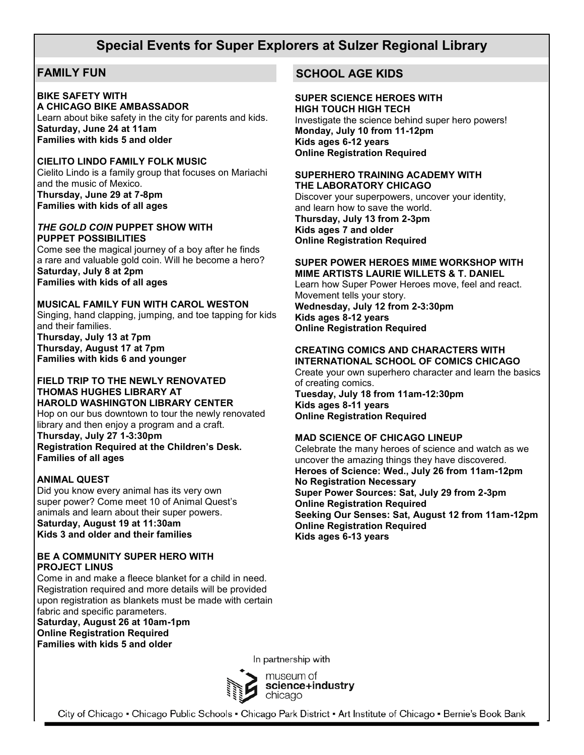# Special Events for Super Explorers at Sulzer Regional Library

## FAMILY FUN

**BIKE SAFETY WITH A CHICAGO BIKE AMBASSADOR**
Learn about bike safety in the city for parents and kids.
**Saturday, June 24 at 11am**
**Families with kids 5 and older**

**CIELITO LINDO FAMILY FOLK MUSIC**
Cielito Lindo is a family group that focuses on Mariachi and the music of Mexico.
**Thursday, June 29 at 7-8pm**
**Families with kids of all ages**

***THE GOLD COIN* PUPPET SHOW WITH PUPPET POSSIBILITIES**
Come see the magical journey of a boy after he finds a rare and valuable gold coin. Will he become a hero?
**Saturday, July 8 at 2pm**
**Families with kids of all ages**

**MUSICAL FAMILY FUN WITH CAROL WESTON**
Singing, hand clapping, jumping, and toe tapping for kids and their families.
**Thursday, July 13 at 7pm**
**Thursday, August 17 at 7pm**
**Families with kids 6 and younger**

**FIELD TRIP TO THE NEWLY RENOVATED THOMAS HUGHES LIBRARY AT HAROLD WASHINGTON LIBRARY CENTER**
Hop on our bus downtown to tour the newly renovated library and then enjoy a program and a craft.
**Thursday, July 27 1-3:30pm**
**Registration Required at the Children's Desk.**
**Families of all ages**

**ANIMAL QUEST**
Did you know every animal has its very own super power? Come meet 10 of Animal Quest's animals and learn about their super powers.
**Saturday, August 19 at 11:30am**
**Kids 3 and older and their families**

**BE A COMMUNITY SUPER HERO WITH PROJECT LINUS**
Come in and make a fleece blanket for a child in need. Registration required and more details will be provided upon registration as blankets must be made with certain fabric and specific parameters.
**Saturday, August 26 at 10am-1pm**
**Online Registration Required**
**Families with kids 5 and older**

## SCHOOL AGE KIDS

**SUPER SCIENCE HEROES WITH HIGH TOUCH HIGH TECH**
Investigate the science behind super hero powers!
**Monday, July 10 from 11-12pm**
**Kids ages 6-12 years**
**Online Registration Required**

**SUPERHERO TRAINING ACADEMY WITH THE LABORATORY CHICAGO**
Discover your superpowers, uncover your identity, and learn how to save the world.
**Thursday, July 13 from 2-3pm**
**Kids ages 7 and older**
**Online Registration Required**

**SUPER POWER HEROES MIME WORKSHOP WITH MIME ARTISTS LAURIE WILLETS & T. DANIEL**
Learn how Super Power Heroes move, feel and react. Movement tells your story.
**Wednesday, July 12 from 2-3:30pm**
**Kids ages 8-12 years**
**Online Registration Required**

**CREATING COMICS AND CHARACTERS WITH INTERNATIONAL SCHOOL OF COMICS CHICAGO**
Create your own superhero character and learn the basics of creating comics.
**Tuesday, July 18 from 11am-12:30pm**
**Kids ages 8-11 years**
**Online Registration Required**

**MAD SCIENCE OF CHICAGO LINEUP**
Celebrate the many heroes of science and watch as we uncover the amazing things they have discovered.
**Heroes of Science: Wed., July 26 from 11am-12pm**
**No Registration Necessary**
**Super Power Sources: Sat, July 29 from 2-3pm**
**Online Registration Required**
**Seeking Our Senses: Sat, August 12 from 11am-12pm**
**Online Registration Required**
**Kids ages 6-13 years**

In partnership with

museum of science+industry chicago

City of Chicago • Chicago Public Schools • Chicago Park District • Art Institute of Chicago • Bernie's Book Bank